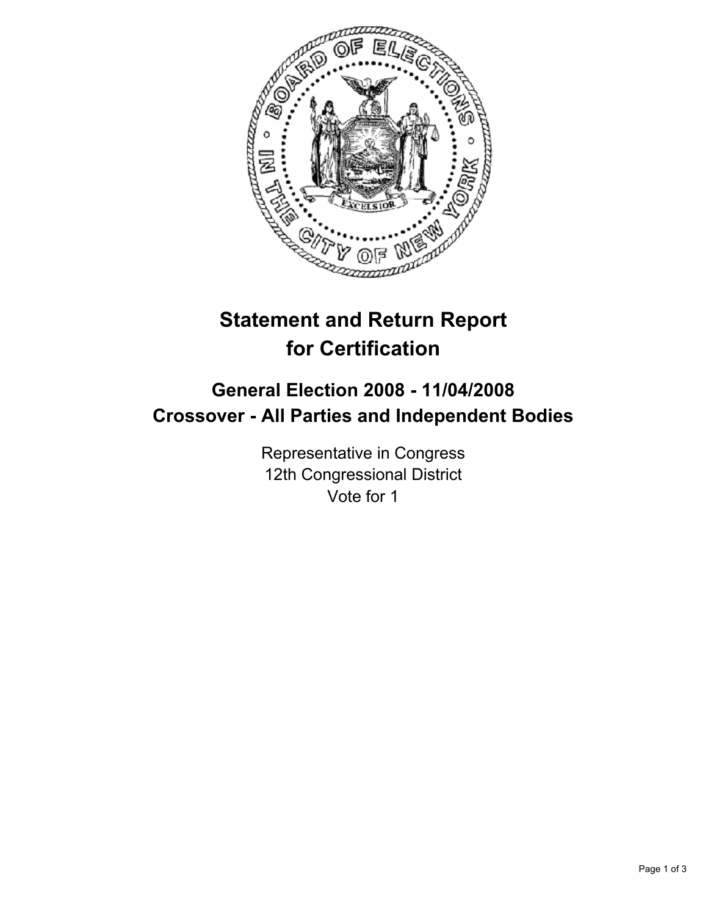# Statement and Return Report for Certification

## General Election 2008 - 11/04/2008
## Crossover - All Parties and Independent Bodies

Representative in Congress
12th Congressional District
Vote for 1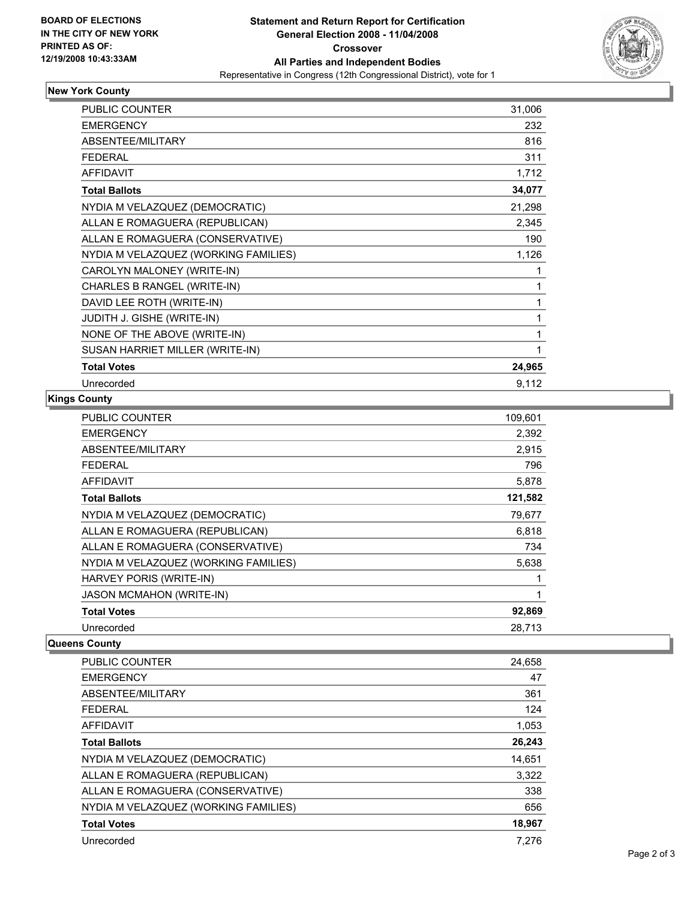**BOARD OF ELECTIONS IN THE CITY OF NEW YORK PRINTED AS OF: 12/19/2008 10:43:33AM**

# Statement and Return Report for Certification General Election 2008 - 11/04/2008 Crossover All Parties and Independent Bodies

Representative in Congress (12th Congressional District), vote for 1

## New York County

| | |
|---|---|
| PUBLIC COUNTER | 31,006 |
| EMERGENCY | 232 |
| ABSENTEE/MILITARY | 816 |
| FEDERAL | 311 |
| AFFIDAVIT | 1,712 |
| **Total Ballots** | **34,077** |
| NYDIA M VELAZQUEZ (DEMOCRATIC) | 21,298 |
| ALLAN E ROMAGUERA (REPUBLICAN) | 2,345 |
| ALLAN E ROMAGUERA (CONSERVATIVE) | 190 |
| NYDIA M VELAZQUEZ (WORKING FAMILIES) | 1,126 |
| CAROLYN MALONEY (WRITE-IN) | 1 |
| CHARLES B RANGEL (WRITE-IN) | 1 |
| DAVID LEE ROTH (WRITE-IN) | 1 |
| JUDITH J. GISHE (WRITE-IN) | 1 |
| NONE OF THE ABOVE (WRITE-IN) | 1 |
| SUSAN HARRIET MILLER (WRITE-IN) | 1 |
| **Total Votes** | **24,965** |
| Unrecorded | 9,112 |

## Kings County

| | |
|---|---|
| PUBLIC COUNTER | 109,601 |
| EMERGENCY | 2,392 |
| ABSENTEE/MILITARY | 2,915 |
| FEDERAL | 796 |
| AFFIDAVIT | 5,878 |
| **Total Ballots** | **121,582** |
| NYDIA M VELAZQUEZ (DEMOCRATIC) | 79,677 |
| ALLAN E ROMAGUERA (REPUBLICAN) | 6,818 |
| ALLAN E ROMAGUERA (CONSERVATIVE) | 734 |
| NYDIA M VELAZQUEZ (WORKING FAMILIES) | 5,638 |
| HARVEY PORIS (WRITE-IN) | 1 |
| JASON MCMAHON (WRITE-IN) | 1 |
| **Total Votes** | **92,869** |
| Unrecorded | 28,713 |

## Queens County

| | |
|---|---|
| PUBLIC COUNTER | 24,658 |
| EMERGENCY | 47 |
| ABSENTEE/MILITARY | 361 |
| FEDERAL | 124 |
| AFFIDAVIT | 1,053 |
| **Total Ballots** | **26,243** |
| NYDIA M VELAZQUEZ (DEMOCRATIC) | 14,651 |
| ALLAN E ROMAGUERA (REPUBLICAN) | 3,322 |
| ALLAN E ROMAGUERA (CONSERVATIVE) | 338 |
| NYDIA M VELAZQUEZ (WORKING FAMILIES) | 656 |
| **Total Votes** | **18,967** |
| Unrecorded | 7,276 |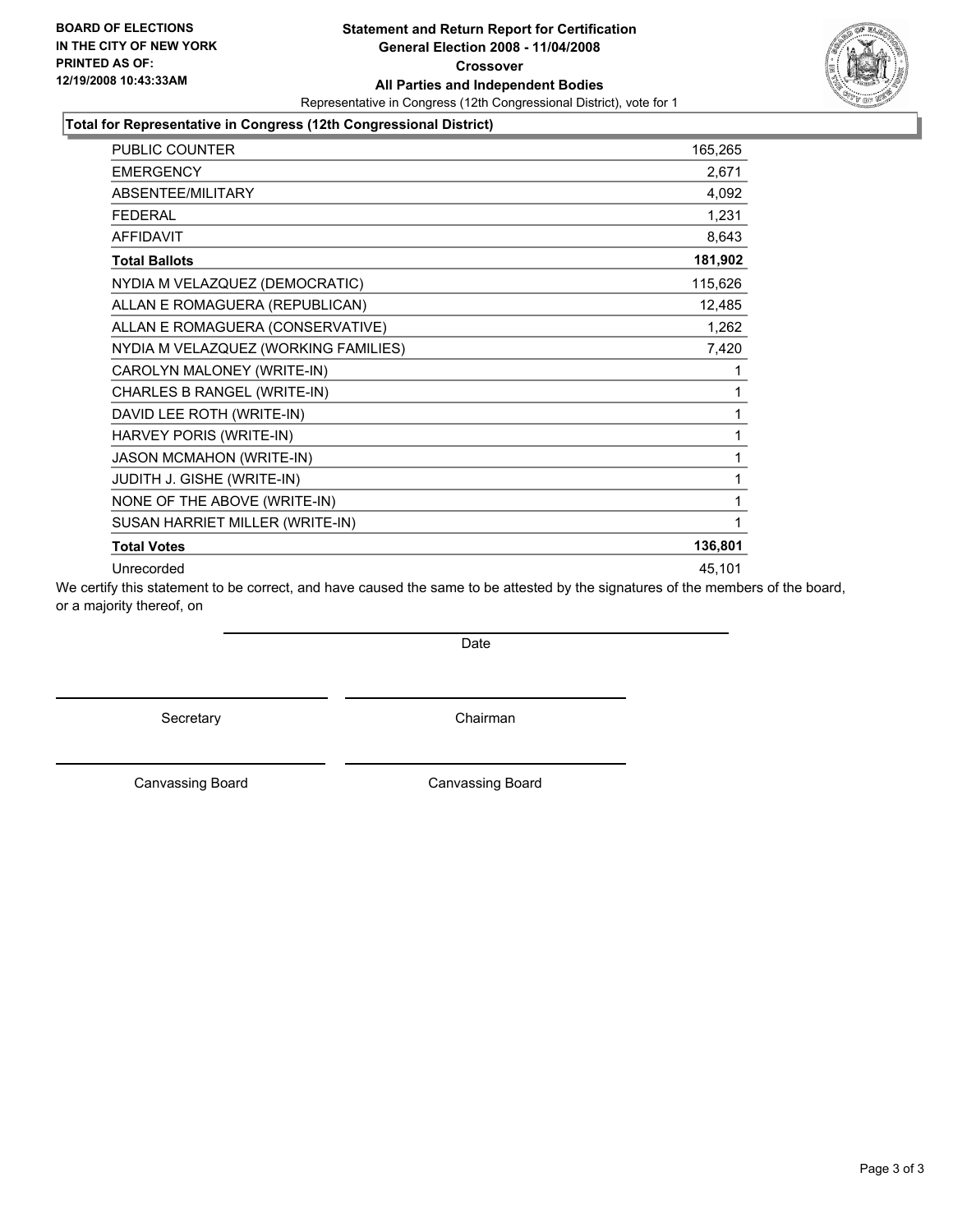**BOARD OF ELECTIONS IN THE CITY OF NEW YORK PRINTED AS OF: 12/19/2008 10:43:33AM**

**Statement and Return Report for Certification**
**General Election 2008 - 11/04/2008**
**Crossover**
**All Parties and Independent Bodies**
Representative in Congress (12th Congressional District), vote for 1

**Total for Representative in Congress (12th Congressional District)**

| | |
|---|---|
| PUBLIC COUNTER | 165,265 |
| EMERGENCY | 2,671 |
| ABSENTEE/MILITARY | 4,092 |
| FEDERAL | 1,231 |
| AFFIDAVIT | 8,643 |
| **Total Ballots** | **181,902** |
| NYDIA M VELAZQUEZ (DEMOCRATIC) | 115,626 |
| ALLAN E ROMAGUERA (REPUBLICAN) | 12,485 |
| ALLAN E ROMAGUERA (CONSERVATIVE) | 1,262 |
| NYDIA M VELAZQUEZ (WORKING FAMILIES) | 7,420 |
| CAROLYN MALONEY (WRITE-IN) | 1 |
| CHARLES B RANGEL (WRITE-IN) | 1 |
| DAVID LEE ROTH (WRITE-IN) | 1 |
| HARVEY PORIS (WRITE-IN) | 1 |
| JASON MCMAHON (WRITE-IN) | 1 |
| JUDITH J. GISHE (WRITE-IN) | 1 |
| NONE OF THE ABOVE (WRITE-IN) | 1 |
| SUSAN HARRIET MILLER (WRITE-IN) | 1 |
| **Total Votes** | **136,801** |
| Unrecorded | 45,101 |

We certify this statement to be correct, and have caused the same to be attested by the signatures of the members of the board, or a majority thereof, on

Date

Secretary

Chairman

Canvassing Board

Canvassing Board